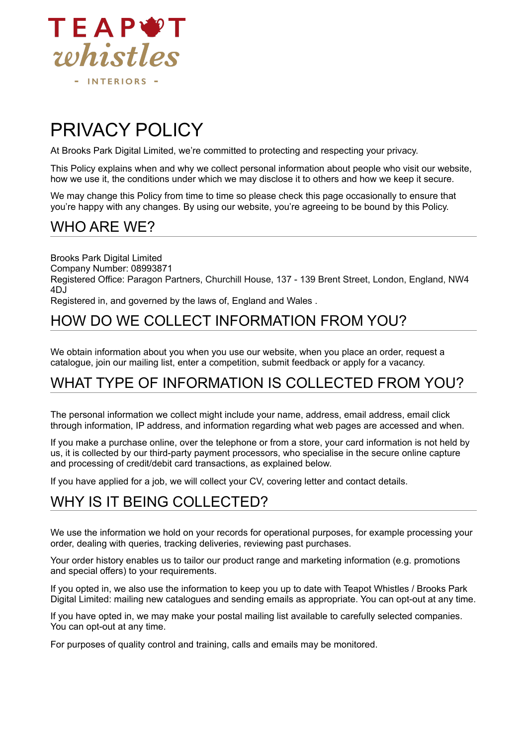TEAPOT whistles

- INTERIORS -

# PRIVACY POLICY

At Brooks Park Digital Limited, we're committed to protecting and respecting your privacy.

This Policy explains when and why we collect personal information about people who visit our website, how we use it, the conditions under which we may disclose it to others and how we keep it secure.

We may change this Policy from time to time so please check this page occasionally to ensure that you're happy with any changes. By using our website, you're agreeing to be bound by this Policy.

## WHO ARE WE?

Brooks Park Digital Limited
Company Number: 08993871
Registered Office: Paragon Partners, Churchill House, 137 - 139 Brent Street, London, England, NW4 4DJ
Registered in, and governed by the laws of, England and Wales .

## HOW DO WE COLLECT INFORMATION FROM YOU?

We obtain information about you when you use our website, when you place an order, request a catalogue, join our mailing list, enter a competition, submit feedback or apply for a vacancy.

## WHAT TYPE OF INFORMATION IS COLLECTED FROM YOU?

The personal information we collect might include your name, address, email address, email click through information, IP address, and information regarding what web pages are accessed and when.

If you make a purchase online, over the telephone or from a store, your card information is not held by us, it is collected by our third-party payment processors, who specialise in the secure online capture and processing of credit/debit card transactions, as explained below.

If you have applied for a job, we will collect your CV, covering letter and contact details.

## WHY IS IT BEING COLLECTED?

We use the information we hold on your records for operational purposes, for example processing your order, dealing with queries, tracking deliveries, reviewing past purchases.

Your order history enables us to tailor our product range and marketing information (e.g. promotions and special offers) to your requirements.

If you opted in, we also use the information to keep you up to date with Teapot Whistles / Brooks Park Digital Limited: mailing new catalogues and sending emails as appropriate. You can opt-out at any time.

If you have opted in, we may make your postal mailing list available to carefully selected companies. You can opt-out at any time.

For purposes of quality control and training, calls and emails may be monitored.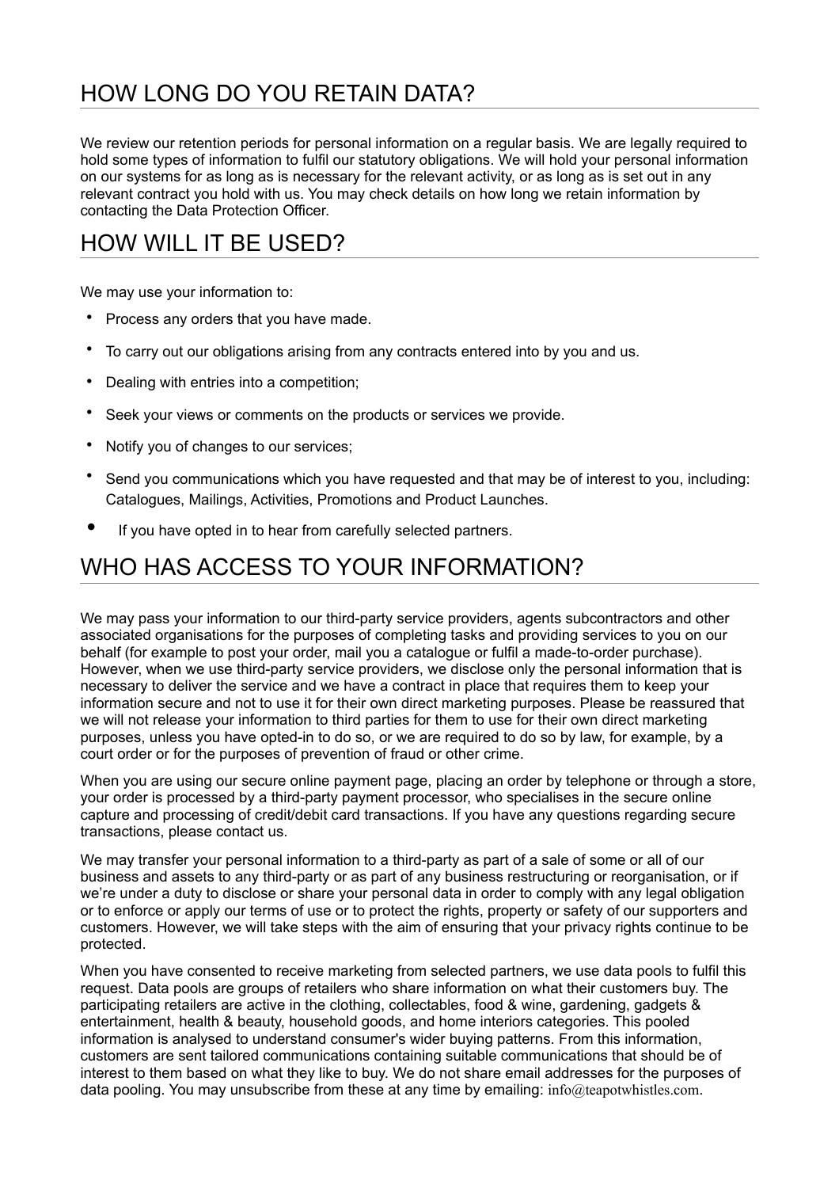## HOW LONG DO YOU RETAIN DATA?

We review our retention periods for personal information on a regular basis. We are legally required to hold some types of information to fulfil our statutory obligations. We will hold your personal information on our systems for as long as is necessary for the relevant activity, or as long as is set out in any relevant contract you hold with us. You may check details on how long we retain information by contacting the Data Protection Officer.

## HOW WILL IT BE USED?

We may use your information to:

- Process any orders that you have made.
- To carry out our obligations arising from any contracts entered into by you and us.
- Dealing with entries into a competition;
- Seek your views or comments on the products or services we provide.
- Notify you of changes to our services;
- Send you communications which you have requested and that may be of interest to you, including: Catalogues, Mailings, Activities, Promotions and Product Launches.
- If you have opted in to hear from carefully selected partners.

## WHO HAS ACCESS TO YOUR INFORMATION?

We may pass your information to our third-party service providers, agents subcontractors and other associated organisations for the purposes of completing tasks and providing services to you on our behalf (for example to post your order, mail you a catalogue or fulfil a made-to-order purchase). However, when we use third-party service providers, we disclose only the personal information that is necessary to deliver the service and we have a contract in place that requires them to keep your information secure and not to use it for their own direct marketing purposes. Please be reassured that we will not release your information to third parties for them to use for their own direct marketing purposes, unless you have opted-in to do so, or we are required to do so by law, for example, by a court order or for the purposes of prevention of fraud or other crime.

When you are using our secure online payment page, placing an order by telephone or through a store, your order is processed by a third-party payment processor, who specialises in the secure online capture and processing of credit/debit card transactions. If you have any questions regarding secure transactions, please contact us.

We may transfer your personal information to a third-party as part of a sale of some or all of our business and assets to any third-party or as part of any business restructuring or reorganisation, or if we're under a duty to disclose or share your personal data in order to comply with any legal obligation or to enforce or apply our terms of use or to protect the rights, property or safety of our supporters and customers. However, we will take steps with the aim of ensuring that your privacy rights continue to be protected.

When you have consented to receive marketing from selected partners, we use data pools to fulfil this request. Data pools are groups of retailers who share information on what their customers buy. The participating retailers are active in the clothing, collectables, food & wine, gardening, gadgets & entertainment, health & beauty, household goods, and home interiors categories. This pooled information is analysed to understand consumer's wider buying patterns. From this information, customers are sent tailored communications containing suitable communications that should be of interest to them based on what they like to buy. We do not share email addresses for the purposes of data pooling. You may unsubscribe from these at any time by emailing: info@teapotwhistles.com.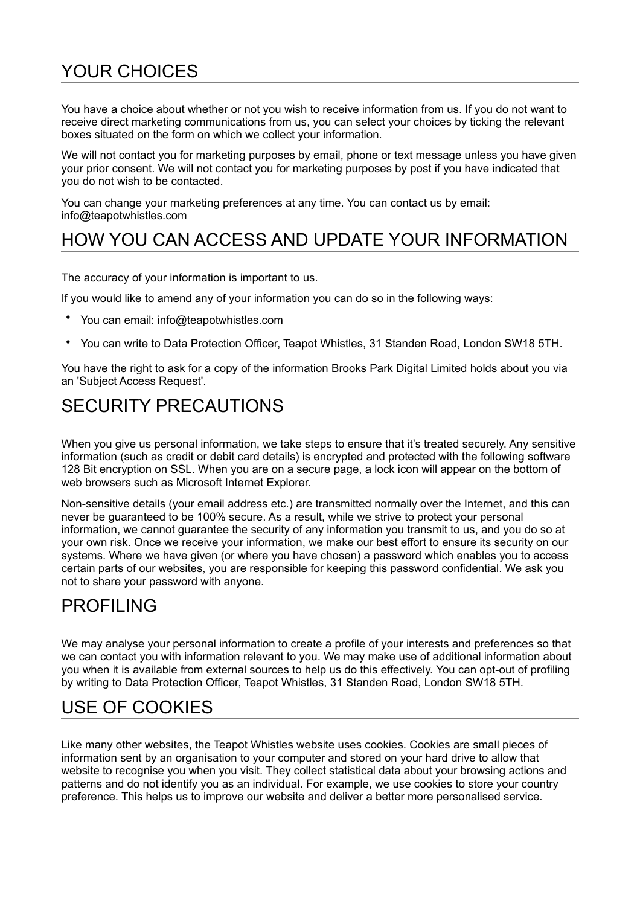## YOUR CHOICES

You have a choice about whether or not you wish to receive information from us. If you do not want to receive direct marketing communications from us, you can select your choices by ticking the relevant boxes situated on the form on which we collect your information.

We will not contact you for marketing purposes by email, phone or text message unless you have given your prior consent. We will not contact you for marketing purposes by post if you have indicated that you do not wish to be contacted.

You can change your marketing preferences at any time. You can contact us by email: info@teapotwhistles.com

## HOW YOU CAN ACCESS AND UPDATE YOUR INFORMATION

The accuracy of your information is important to us.

If you would like to amend any of your information you can do so in the following ways:

- You can email: info@teapotwhistles.com
- You can write to Data Protection Officer, Teapot Whistles, 31 Standen Road, London SW18 5TH.

You have the right to ask for a copy of the information Brooks Park Digital Limited holds about you via an 'Subject Access Request'.

## SECURITY PRECAUTIONS

When you give us personal information, we take steps to ensure that it's treated securely. Any sensitive information (such as credit or debit card details) is encrypted and protected with the following software 128 Bit encryption on SSL. When you are on a secure page, a lock icon will appear on the bottom of web browsers such as Microsoft Internet Explorer.

Non-sensitive details (your email address etc.) are transmitted normally over the Internet, and this can never be guaranteed to be 100% secure. As a result, while we strive to protect your personal information, we cannot guarantee the security of any information you transmit to us, and you do so at your own risk. Once we receive your information, we make our best effort to ensure its security on our systems. Where we have given (or where you have chosen) a password which enables you to access certain parts of our websites, you are responsible for keeping this password confidential. We ask you not to share your password with anyone.

## PROFILING

We may analyse your personal information to create a profile of your interests and preferences so that we can contact you with information relevant to you. We may make use of additional information about you when it is available from external sources to help us do this effectively. You can opt-out of profiling by writing to Data Protection Officer, Teapot Whistles, 31 Standen Road, London SW18 5TH.

## USE OF COOKIES

Like many other websites, the Teapot Whistles website uses cookies. Cookies are small pieces of information sent by an organisation to your computer and stored on your hard drive to allow that website to recognise you when you visit. They collect statistical data about your browsing actions and patterns and do not identify you as an individual. For example, we use cookies to store your country preference. This helps us to improve our website and deliver a better more personalised service.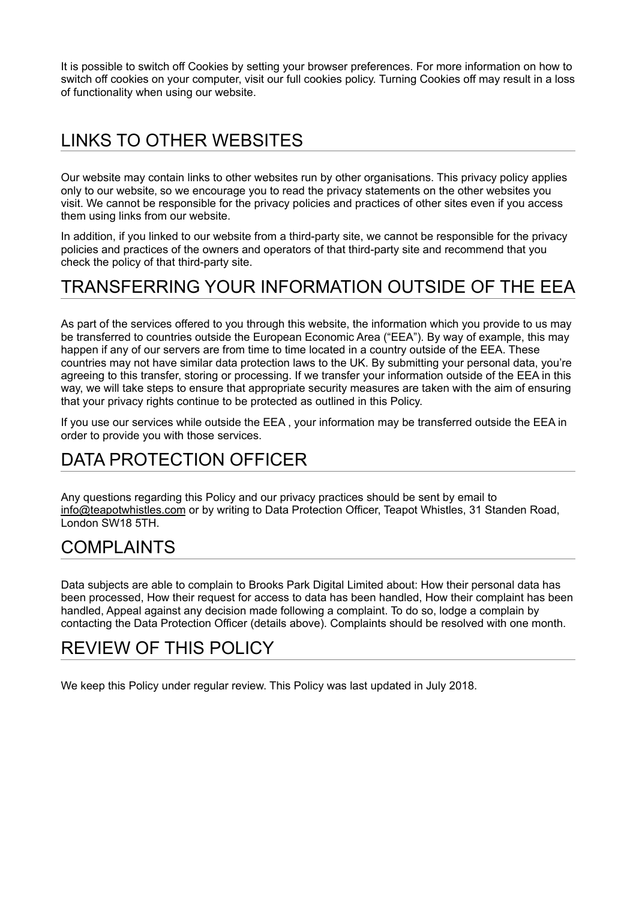It is possible to switch off Cookies by setting your browser preferences. For more information on how to switch off cookies on your computer, visit our full cookies policy. Turning Cookies off may result in a loss of functionality when using our website.

## LINKS TO OTHER WEBSITES

Our website may contain links to other websites run by other organisations. This privacy policy applies only to our website, so we encourage you to read the privacy statements on the other websites you visit. We cannot be responsible for the privacy policies and practices of other sites even if you access them using links from our website.

In addition, if you linked to our website from a third-party site, we cannot be responsible for the privacy policies and practices of the owners and operators of that third-party site and recommend that you check the policy of that third-party site.

## TRANSFERRING YOUR INFORMATION OUTSIDE OF THE EEA

As part of the services offered to you through this website, the information which you provide to us may be transferred to countries outside the European Economic Area ("EEA"). By way of example, this may happen if any of our servers are from time to time located in a country outside of the EEA. These countries may not have similar data protection laws to the UK. By submitting your personal data, you're agreeing to this transfer, storing or processing. If we transfer your information outside of the EEA in this way, we will take steps to ensure that appropriate security measures are taken with the aim of ensuring that your privacy rights continue to be protected as outlined in this Policy.

If you use our services while outside the EEA , your information may be transferred outside the EEA in order to provide you with those services.

## DATA PROTECTION OFFICER

Any questions regarding this Policy and our privacy practices should be sent by email to info@teapotwhistles.com or by writing to Data Protection Officer, Teapot Whistles, 31 Standen Road, London SW18 5TH.

## COMPLAINTS

Data subjects are able to complain to Brooks Park Digital Limited about: How their personal data has been processed, How their request for access to data has been handled, How their complaint has been handled, Appeal against any decision made following a complaint. To do so, lodge a complain by contacting the Data Protection Officer (details above). Complaints should be resolved with one month.

## REVIEW OF THIS POLICY

We keep this Policy under regular review. This Policy was last updated in July 2018.